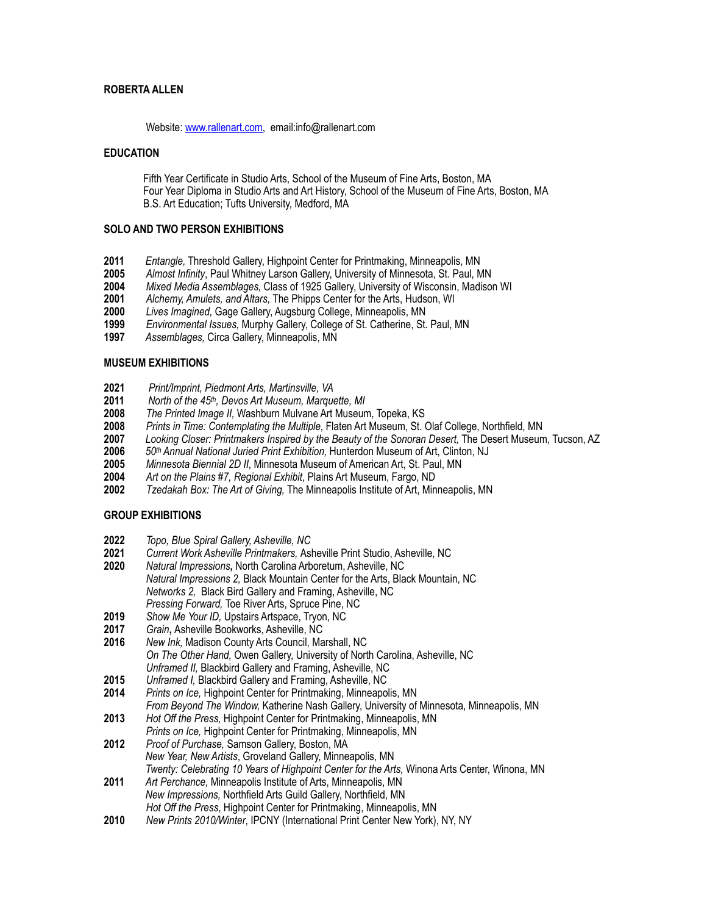**ROBERTA ALLEN**

Website: [www.rallenart.com](http://www.rallenart.com), email:info@rallenart.com

**EDUCATION**

Fifth Year Certificate in Studio Arts, School of the Museum of Fine Arts, Boston, MA
Four Year Diploma in Studio Arts and Art History, School of the Museum of Fine Arts, Boston, MA
B.S. Art Education; Tufts University, Medford, MA

**SOLO AND TWO PERSON EXHIBITIONS**

**2011** *Entangle,* Threshold Gallery, Highpoint Center for Printmaking, Minneapolis, MN
**2005** *Almost Infinity*, Paul Whitney Larson Gallery, University of Minnesota, St. Paul, MN
**2004** *Mixed Media Assemblages,* Class of 1925 Gallery, University of Wisconsin, Madison WI
**2001** *Alchemy, Amulets, and Altars,* The Phipps Center for the Arts, Hudson, WI
**2000** *Lives Imagined,* Gage Gallery, Augsburg College, Minneapolis, MN
**1999** *Environmental Issues,* Murphy Gallery, College of St. Catherine, St. Paul, MN
**1997** *Assemblages,* Circa Gallery, Minneapolis, MN

**MUSEUM EXHIBITIONS**

**2021** *Print/Imprint, Piedmont Arts, Martinsville, VA*
**2011** *North of the 45th, Devos Art Museum, Marquette, MI*
**2008** *The Printed Image II,* Washburn Mulvane Art Museum, Topeka, KS
**2008** *Prints in Time: Contemplating the Multiple*, Flaten Art Museum, St. Olaf College, Northfield, MN
**2007** *Looking Closer: Printmakers Inspired by the Beauty of the Sonoran Desert,* The Desert Museum, Tucson, AZ
**2006** *50th Annual National Juried Print Exhibition,* Hunterdon Museum of Art, Clinton, NJ
**2005** *Minnesota Biennial 2D II*, Minnesota Museum of American Art, St. Paul, MN
**2004** *Art on the Plains #7, Regional Exhibit*, Plains Art Museum, Fargo, ND
**2002** *Tzedakah Box: The Art of Giving,* The Minneapolis Institute of Art, Minneapolis, MN

**GROUP EXHIBITIONS**

**2022** *Topo, Blue Spiral Gallery, Asheville, NC*
**2021** *Current Work Asheville Printmakers,* Asheville Print Studio, Asheville, NC
**2020** *Natural Impressions***,** North Carolina Arboretum, Asheville, NC
*Natural Impressions 2,* Black Mountain Center for the Arts, Black Mountain, NC
*Networks 2,* Black Bird Gallery and Framing, Asheville, NC
*Pressing Forward,* Toe River Arts, Spruce Pine, NC
**2019** *Show Me Your ID,* Upstairs Artspace, Tryon, NC
**2017** *Grain***,** Asheville Bookworks, Asheville, NC
**2016** *New Ink,* Madison County Arts Council, Marshall, NC
*On The Other Hand,* Owen Gallery, University of North Carolina, Asheville, NC
*Unframed II,* Blackbird Gallery and Framing, Asheville, NC
**2015** *Unframed I,* Blackbird Gallery and Framing, Asheville, NC
**2014** *Prints on Ice,* Highpoint Center for Printmaking, Minneapolis, MN
*From Beyond The Window,* Katherine Nash Gallery, University of Minnesota, Minneapolis, MN
**2013** *Hot Off the Press,* Highpoint Center for Printmaking, Minneapolis, MN
*Prints on Ice,* Highpoint Center for Printmaking, Minneapolis, MN
**2012** *Proof of Purchase,* Samson Gallery, Boston, MA
*New Year, New Artists*, Groveland Gallery, Minneapolis, MN
*Twenty: Celebrating 10 Years of Highpoint Center for the Arts,* Winona Arts Center, Winona, MN
**2011** *Art Perchance,* Minneapolis Institute of Arts, Minneapolis, MN
*New Impressions,* Northfield Arts Guild Gallery, Northfield, MN
*Hot Off the Press*, Highpoint Center for Printmaking, Minneapolis, MN
**2010** *New Prints 2010/Winter*, IPCNY (International Print Center New York), NY, NY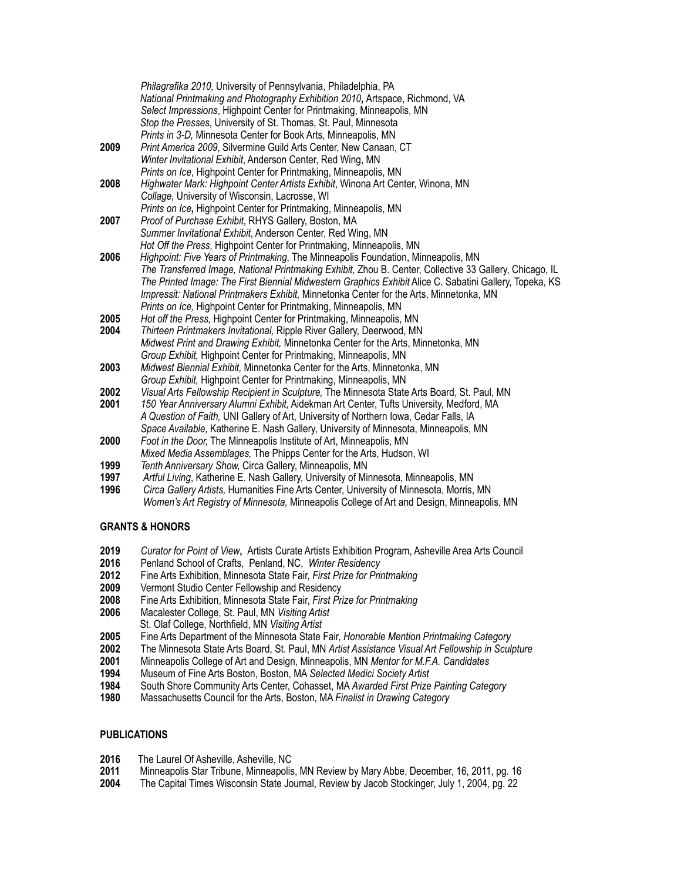*Philagrafika 2010,* University of Pennsylvania, Philadelphia, PA
*National Printmaking and Photography Exhibition 2010***,** Artspace, Richmond, VA
*Select Impressions*, Highpoint Center for Printmaking, Minneapolis, MN
*Stop the Presses*, University of St. Thomas, St. Paul, Minnesota
*Prints in 3-D,* Minnesota Center for Book Arts, Minneapolis, MN

**2009** *Print America 2009*, Silvermine Guild Arts Center, New Canaan, CT
*Winter Invitational Exhibit*, Anderson Center, Red Wing, MN
*Prints on Ice*, Highpoint Center for Printmaking, Minneapolis, MN

**2008** *Highwater Mark: Highpoint Center Artists Exhibit*, Winona Art Center, Winona, MN
*Collage,* University of Wisconsin, Lacrosse, WI
*Prints on Ice***,** Highpoint Center for Printmaking, Minneapolis, MN

**2007** *Proof of Purchase Exhibit*, RHYS Gallery, Boston, MA
*Summer Invitational Exhibit*, Anderson Center, Red Wing, MN
*Hot Off the Press*, Highpoint Center for Printmaking, Minneapolis, MN

**2006** *Highpoint: Five Years of Printmaking*, The Minneapolis Foundation, Minneapolis, MN
*The Transferred Image, National Printmaking Exhibit,* Zhou B. Center, Collective 33 Gallery, Chicago, IL
*The Printed Image: The First Biennial Midwestern Graphics Exhibit* Alice C. Sabatini Gallery, Topeka, KS
*Impressit: National Printmakers Exhibit,* Minnetonka Center for the Arts, Minnetonka, MN
*Prints on Ice,* Highpoint Center for Printmaking, Minneapolis, MN

**2005** *Hot off the Press,* Highpoint Center for Printmaking, Minneapolis, MN

**2004** *Thirteen Printmakers Invitational,* Ripple River Gallery, Deerwood, MN
*Midwest Print and Drawing Exhibit,* Minnetonka Center for the Arts, Minnetonka, MN
*Group Exhibit,* Highpoint Center for Printmaking, Minneapolis, MN

**2003** *Midwest Biennial Exhibit,* Minnetonka Center for the Arts, Minnetonka, MN
*Group Exhibit,* Highpoint Center for Printmaking, Minneapolis, MN

**2002** *Visual Arts Fellowship Recipient in Sculpture,* The Minnesota State Arts Board, St. Paul, MN

**2001** *150 Year Anniversary Alumni Exhibit,* Aidekman Art Center, Tufts University, Medford, MA
*A Question of Faith,* UNI Gallery of Art, University of Northern Iowa, Cedar Falls, IA
*Space Available,* Katherine E. Nash Gallery, University of Minnesota, Minneapolis, MN

**2000** *Foot in the Door,* The Minneapolis Institute of Art, Minneapolis, MN
*Mixed Media Assemblages,* The Phipps Center for the Arts, Hudson, WI

**1999** *Tenth Anniversary Show,* Circa Gallery, Minneapolis, MN

**1997** *Artful Living*, Katherine E. Nash Gallery, University of Minnesota, Minneapolis, MN

**1996** *Circa Gallery Artists,* Humanities Fine Arts Center, University of Minnesota, Morris, MN
*Women's Art Registry of Minnesota,* Minneapolis College of Art and Design, Minneapolis, MN

## GRANTS & HONORS

**2019** *Curator for Point of View***,** Artists Curate Artists Exhibition Program, Asheville Area Arts Council
**2016** Penland School of Crafts, Penland, NC, *Winter Residency*
**2012** Fine Arts Exhibition, Minnesota State Fair, *First Prize for Printmaking*
**2009** Vermont Studio Center Fellowship and Residency
**2008** Fine Arts Exhibition, Minnesota State Fair, *First Prize for Printmaking*
**2006** Macalester College, St. Paul, MN *Visiting Artist*
St. Olaf College, Northfield, MN *Visiting Artist*
**2005** Fine Arts Department of the Minnesota State Fair, *Honorable Mention Printmaking Category*
**2002** The Minnesota State Arts Board, St. Paul, MN *Artist Assistance Visual Art Fellowship in Sculpture*
**2001** Minneapolis College of Art and Design, Minneapolis, MN *Mentor for M.F.A. Candidates*
**1994** Museum of Fine Arts Boston, Boston, MA *Selected Medici Society Artist*
**1984** South Shore Community Arts Center, Cohasset, MA *Awarded First Prize Painting Category*
**1980** Massachusetts Council for the Arts, Boston, MA *Finalist in Drawing Category*

## PUBLICATIONS

**2016** The Laurel Of Asheville, Asheville, NC
**2011** Minneapolis Star Tribune, Minneapolis, MN Review by Mary Abbe, December, 16, 2011, pg. 16
**2004** The Capital Times Wisconsin State Journal, Review by Jacob Stockinger, July 1, 2004, pg. 22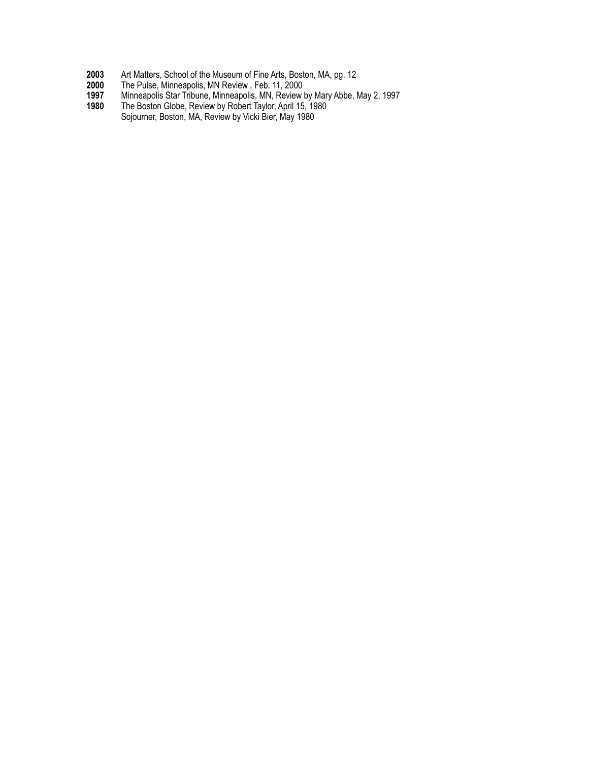**2003** Art Matters, School of the Museum of Fine Arts, Boston, MA, pg. 12
**2000** The Pulse, Minneapolis, MN Review , Feb. 11, 2000
**1997** Minneapolis Star Tribune, Minneapolis, MN, Review by Mary Abbe, May 2, 1997
**1980** The Boston Globe, Review by Robert Taylor, April 15, 1980
Sojourner, Boston, MA, Review by Vicki Bier, May 1980